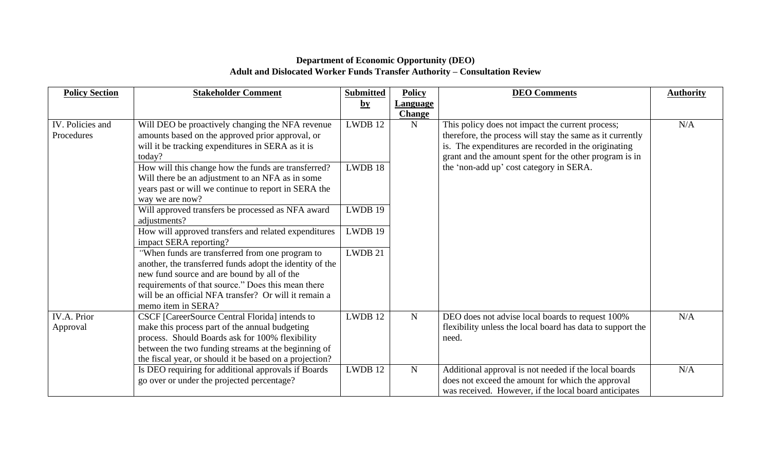**Department of Economic Opportunity (DEO)**
**Adult and Dislocated Worker Funds Transfer Authority – Consultation Review**

| Policy Section | Stakeholder Comment | Submitted by | Policy Language Change | DEO Comments | Authority |
|---|---|---|---|---|---|
| IV. Policies and Procedures | Will DEO be proactively changing the NFA revenue amounts based on the approved prior approval, or will it be tracking expenditures in SERA as it is today? | LWDB 12 | N | This policy does not impact the current process; therefore, the process will stay the same as it currently is. The expenditures are recorded in the originating grant and the amount spent for the other program is in the 'non-add up' cost category in SERA. | N/A |
| | How will this change how the funds are transferred? Will there be an adjustment to an NFA as in some years past or will we continue to report in SERA the way we are now? | LWDB 18 | | | |
| | Will approved transfers be processed as NFA award adjustments? | LWDB 19 | | | |
| | How will approved transfers and related expenditures impact SERA reporting? | LWDB 19 | | | |
| | "When funds are transferred from one program to another, the transferred funds adopt the identity of the new fund source and are bound by all of the requirements of that source." Does this mean there will be an official NFA transfer? Or will it remain a memo item in SERA? | LWDB 21 | | | |
| IV.A. Prior Approval | CSCF [CareerSource Central Florida] intends to make this process part of the annual budgeting process. Should Boards ask for 100% flexibility between the two funding streams at the beginning of the fiscal year, or should it be based on a projection? | LWDB 12 | N | DEO does not advise local boards to request 100% flexibility unless the local board has data to support the need. | N/A |
| | Is DEO requiring for additional approvals if Boards go over or under the projected percentage? | LWDB 12 | N | Additional approval is not needed if the local boards does not exceed the amount for which the approval was received. However, if the local board anticipates | N/A |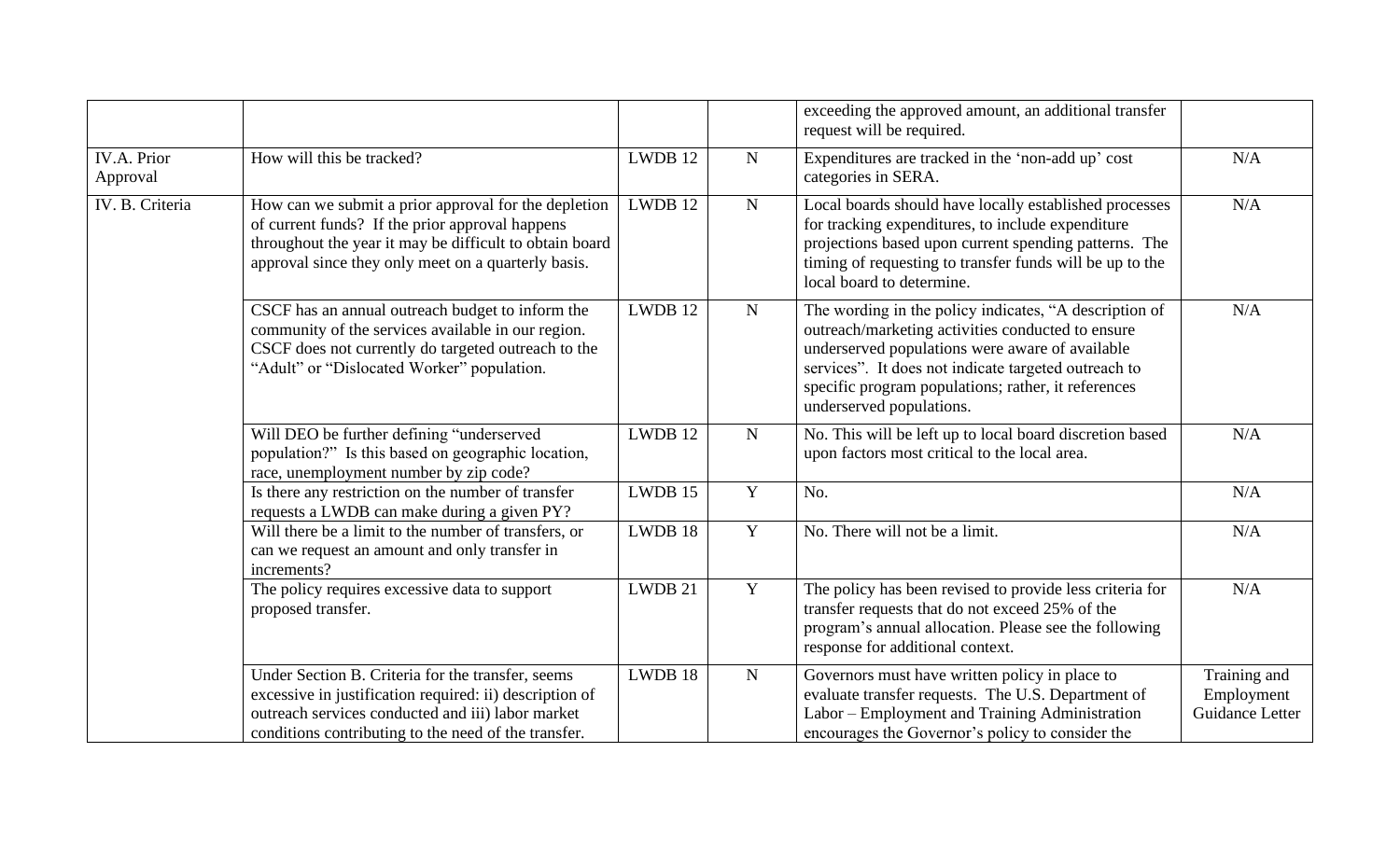| | | | | exceeding the approved amount, an additional transfer request will be required. | |
|---|---|---|---|---|---|
| IV.A. Prior Approval | How will this be tracked? | LWDB 12 | N | Expenditures are tracked in the 'non-add up' cost categories in SERA. | N/A |
| IV. B. Criteria | How can we submit a prior approval for the depletion of current funds? If the prior approval happens throughout the year it may be difficult to obtain board approval since they only meet on a quarterly basis. | LWDB 12 | N | Local boards should have locally established processes for tracking expenditures, to include expenditure projections based upon current spending patterns. The timing of requesting to transfer funds will be up to the local board to determine. | N/A |
| | CSCF has an annual outreach budget to inform the community of the services available in our region. CSCF does not currently do targeted outreach to the "Adult" or "Dislocated Worker" population. | LWDB 12 | N | The wording in the policy indicates, "A description of outreach/marketing activities conducted to ensure underserved populations were aware of available services". It does not indicate targeted outreach to specific program populations; rather, it references underserved populations. | N/A |
| | Will DEO be further defining "underserved population?" Is this based on geographic location, race, unemployment number by zip code? | LWDB 12 | N | No. This will be left up to local board discretion based upon factors most critical to the local area. | N/A |
| | Is there any restriction on the number of transfer requests a LWDB can make during a given PY? | LWDB 15 | Y | No. | N/A |
| | Will there be a limit to the number of transfers, or can we request an amount and only transfer in increments? | LWDB 18 | Y | No. There will not be a limit. | N/A |
| | The policy requires excessive data to support proposed transfer. | LWDB 21 | Y | The policy has been revised to provide less criteria for transfer requests that do not exceed 25% of the program's annual allocation. Please see the following response for additional context. | N/A |
| | Under Section B. Criteria for the transfer, seems excessive in justification required: ii) description of outreach services conducted and iii) labor market conditions contributing to the need of the transfer. | LWDB 18 | N | Governors must have written policy in place to evaluate transfer requests. The U.S. Department of Labor – Employment and Training Administration encourages the Governor's policy to consider the | Training and Employment Guidance Letter |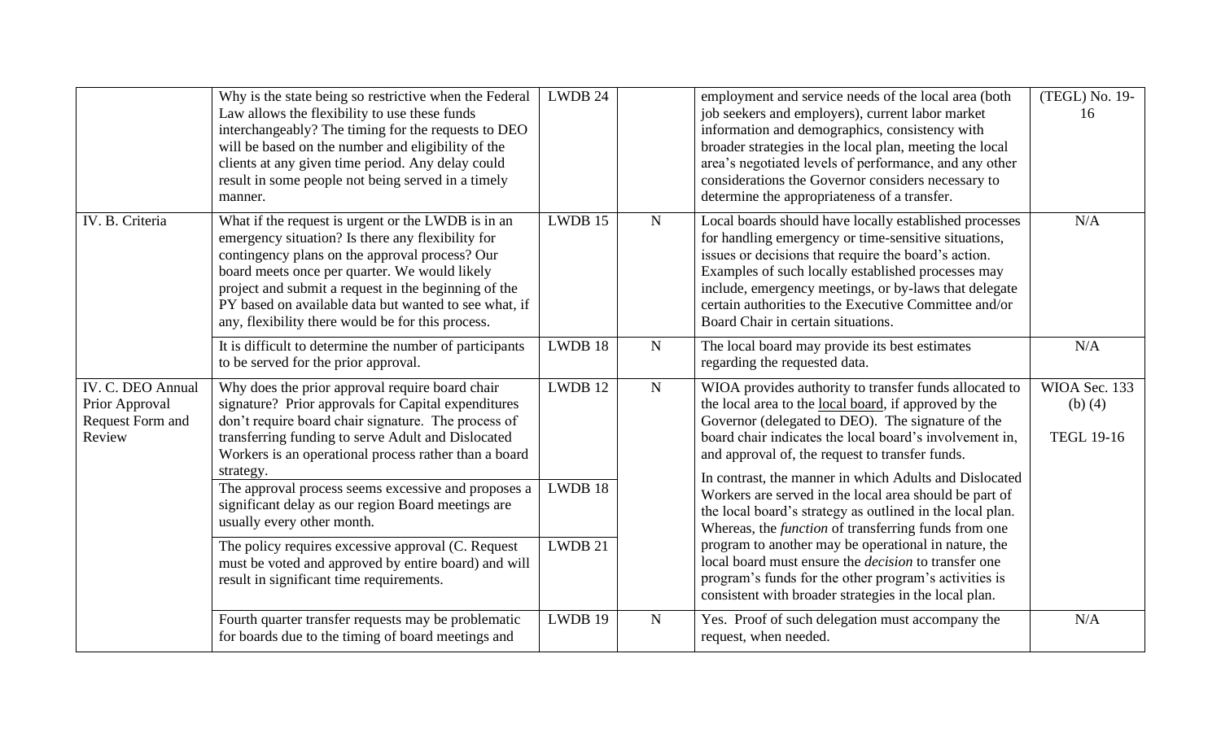|  | Why is the state being so restrictive when the Federal Law allows the flexibility to use these funds interchangeably? The timing for the requests to DEO will be based on the number and eligibility of the clients at any given time period. Any delay could result in some people not being served in a timely manner. | LWDB 24 |  | employment and service needs of the local area (both job seekers and employers), current labor market information and demographics, consistency with broader strategies in the local plan, meeting the local area's negotiated levels of performance, and any other considerations the Governor considers necessary to determine the appropriateness of a transfer. | (TEGL) No. 19-16 |
|---|---|---|---|---|---|
| IV. B. Criteria | What if the request is urgent or the LWDB is in an emergency situation? Is there any flexibility for contingency plans on the approval process? Our board meets once per quarter. We would likely project and submit a request in the beginning of the PY based on available data but wanted to see what, if any, flexibility there would be for this process. | LWDB 15 | N | Local boards should have locally established processes for handling emergency or time-sensitive situations, issues or decisions that require the board's action. Examples of such locally established processes may include, emergency meetings, or by-laws that delegate certain authorities to the Executive Committee and/or Board Chair in certain situations. | N/A |
|  | It is difficult to determine the number of participants to be served for the prior approval. | LWDB 18 | N | The local board may provide its best estimates regarding the requested data. | N/A |
| IV. C. DEO Annual Prior Approval Request Form and Review | Why does the prior approval require board chair signature? Prior approvals for Capital expenditures don't require board chair signature. The process of transferring funding to serve Adult and Dislocated Workers is an operational process rather than a board strategy. | LWDB 12 | N | WIOA provides authority to transfer funds allocated to the local area to the <u>local board</u>, if approved by the Governor (delegated to DEO). The signature of the board chair indicates the local board's involvement in, and approval of, the request to transfer funds.<br><br>In contrast, the manner in which Adults and Dislocated Workers are served in the local area should be part of the local board's strategy as outlined in the local plan. Whereas, the *function* of transferring funds from one program to another may be operational in nature, the local board must ensure the *decision* to transfer one program's funds for the other program's activities is consistent with broader strategies in the local plan. | WIOA Sec. 133 (b) (4)<br><br>TEGL 19-16 |
|  | The approval process seems excessive and proposes a significant delay as our region Board meetings are usually every other month. | LWDB 18 |  |  |  |
|  | The policy requires excessive approval (C. Request must be voted and approved by entire board) and will result in significant time requirements. | LWDB 21 |  |  |  |
|  | Fourth quarter transfer requests may be problematic for boards due to the timing of board meetings and | LWDB 19 | N | Yes. Proof of such delegation must accompany the request, when needed. | N/A |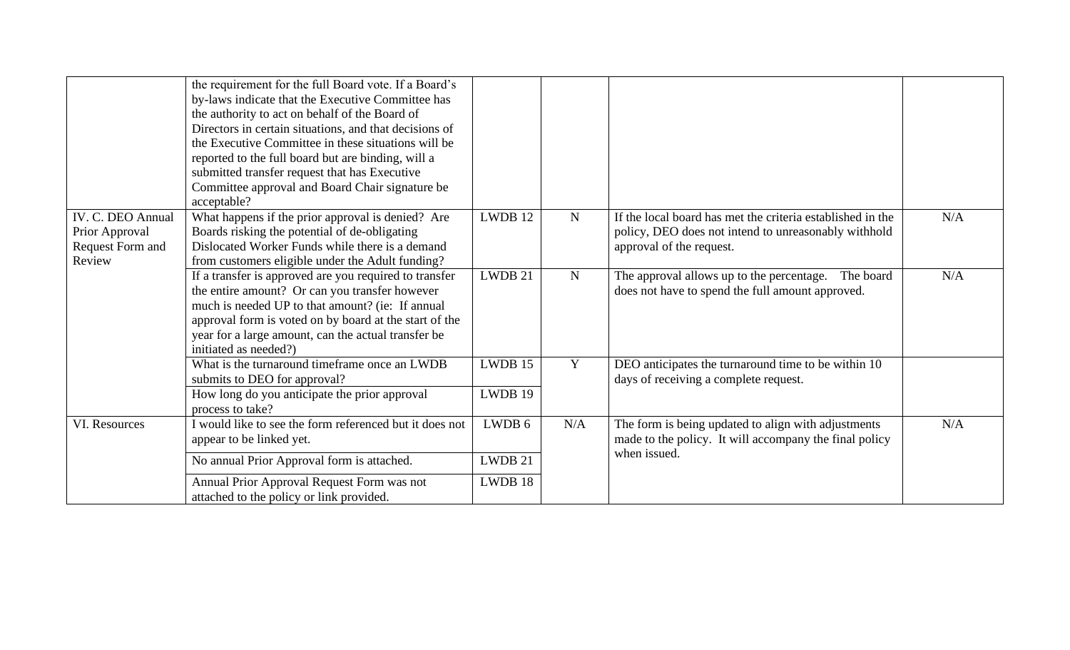| | | | | | |
|---|---|---|---|---|---|
| | the requirement for the full Board vote. If a Board's by-laws indicate that the Executive Committee has the authority to act on behalf of the Board of Directors in certain situations, and that decisions of the Executive Committee in these situations will be reported to the full board but are binding, will a submitted transfer request that has Executive Committee approval and Board Chair signature be acceptable? | | | | |
| IV. C. DEO Annual Prior Approval Request Form and Review | What happens if the prior approval is denied? Are Boards risking the potential of de-obligating Dislocated Worker Funds while there is a demand from customers eligible under the Adult funding? | LWDB 12 | N | If the local board has met the criteria established in the policy, DEO does not intend to unreasonably withhold approval of the request. | N/A |
| | If a transfer is approved are you required to transfer the entire amount? Or can you transfer however much is needed UP to that amount? (ie: If annual approval form is voted on by board at the start of the year for a large amount, can the actual transfer be initiated as needed?) | LWDB 21 | N | The approval allows up to the percentage. The board does not have to spend the full amount approved. | N/A |
| | What is the turnaround timeframe once an LWDB submits to DEO for approval? | LWDB 15 | Y | DEO anticipates the turnaround time to be within 10 days of receiving a complete request. | |
| | How long do you anticipate the prior approval process to take? | LWDB 19 | | | |
| VI. Resources | I would like to see the form referenced but it does not appear to be linked yet. | LWDB 6 | N/A | The form is being updated to align with adjustments made to the policy. It will accompany the final policy when issued. | N/A |
| | No annual Prior Approval form is attached. | LWDB 21 | | | |
| | Annual Prior Approval Request Form was not attached to the policy or link provided. | LWDB 18 | | | |